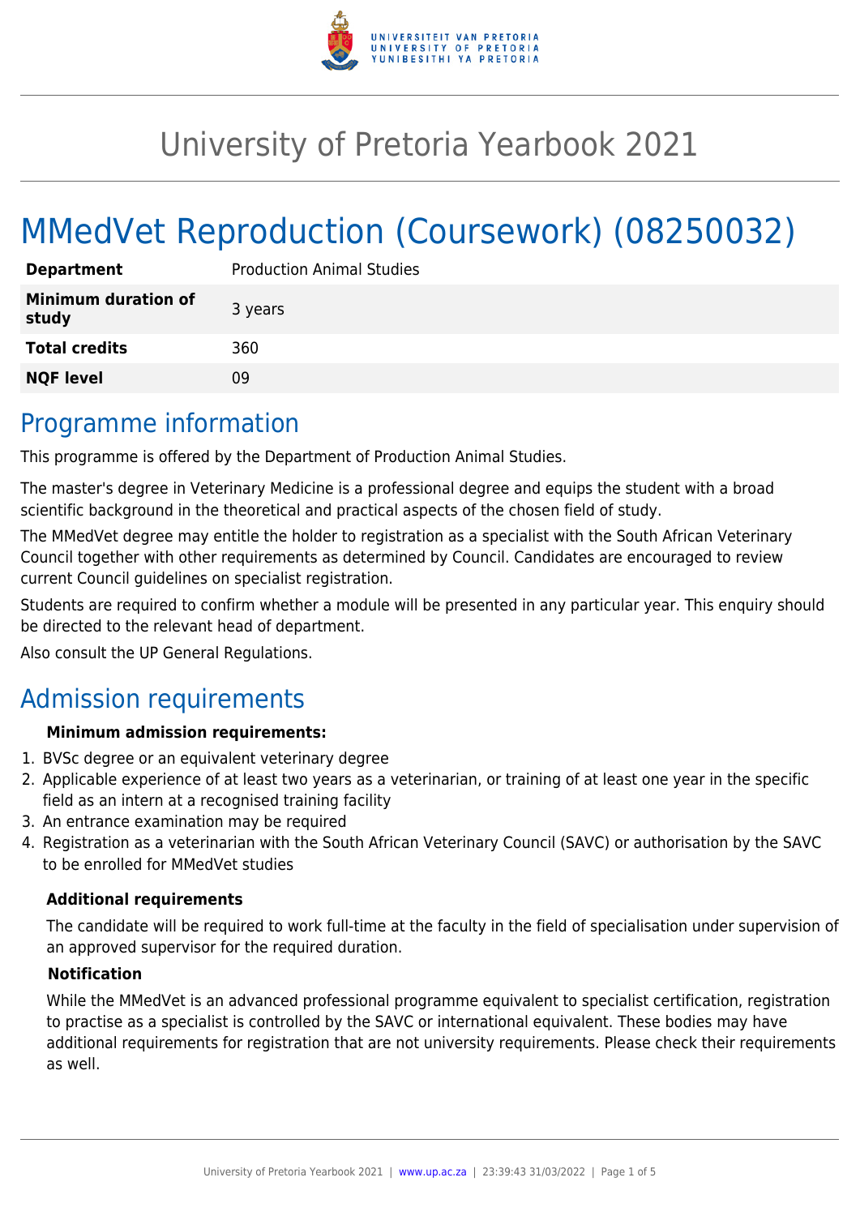# University of Pretoria Yearbook 2021

# MMedVet Reproduction (Coursework) (08250032)

| | |
|---|---|
| **Department** | Production Animal Studies |
| **Minimum duration of study** | 3 years |
| **Total credits** | 360 |
| **NQF level** | 09 |

## Programme information

This programme is offered by the Department of Production Animal Studies.

The master's degree in Veterinary Medicine is a professional degree and equips the student with a broad scientific background in the theoretical and practical aspects of the chosen field of study.

The MMedVet degree may entitle the holder to registration as a specialist with the South African Veterinary Council together with other requirements as determined by Council. Candidates are encouraged to review current Council guidelines on specialist registration.

Students are required to confirm whether a module will be presented in any particular year. This enquiry should be directed to the relevant head of department.

Also consult the UP General Regulations.

## Admission requirements

**Minimum admission requirements:**

1. BVSc degree or an equivalent veterinary degree
2. Applicable experience of at least two years as a veterinarian, or training of at least one year in the specific field as an intern at a recognised training facility
3. An entrance examination may be required
4. Registration as a veterinarian with the South African Veterinary Council (SAVC) or authorisation by the SAVC to be enrolled for MMedVet studies

**Additional requirements**

The candidate will be required to work full-time at the faculty in the field of specialisation under supervision of an approved supervisor for the required duration.

**Notification**

While the MMedVet is an advanced professional programme equivalent to specialist certification, registration to practise as a specialist is controlled by the SAVC or international equivalent. These bodies may have additional requirements for registration that are not university requirements. Please check their requirements as well.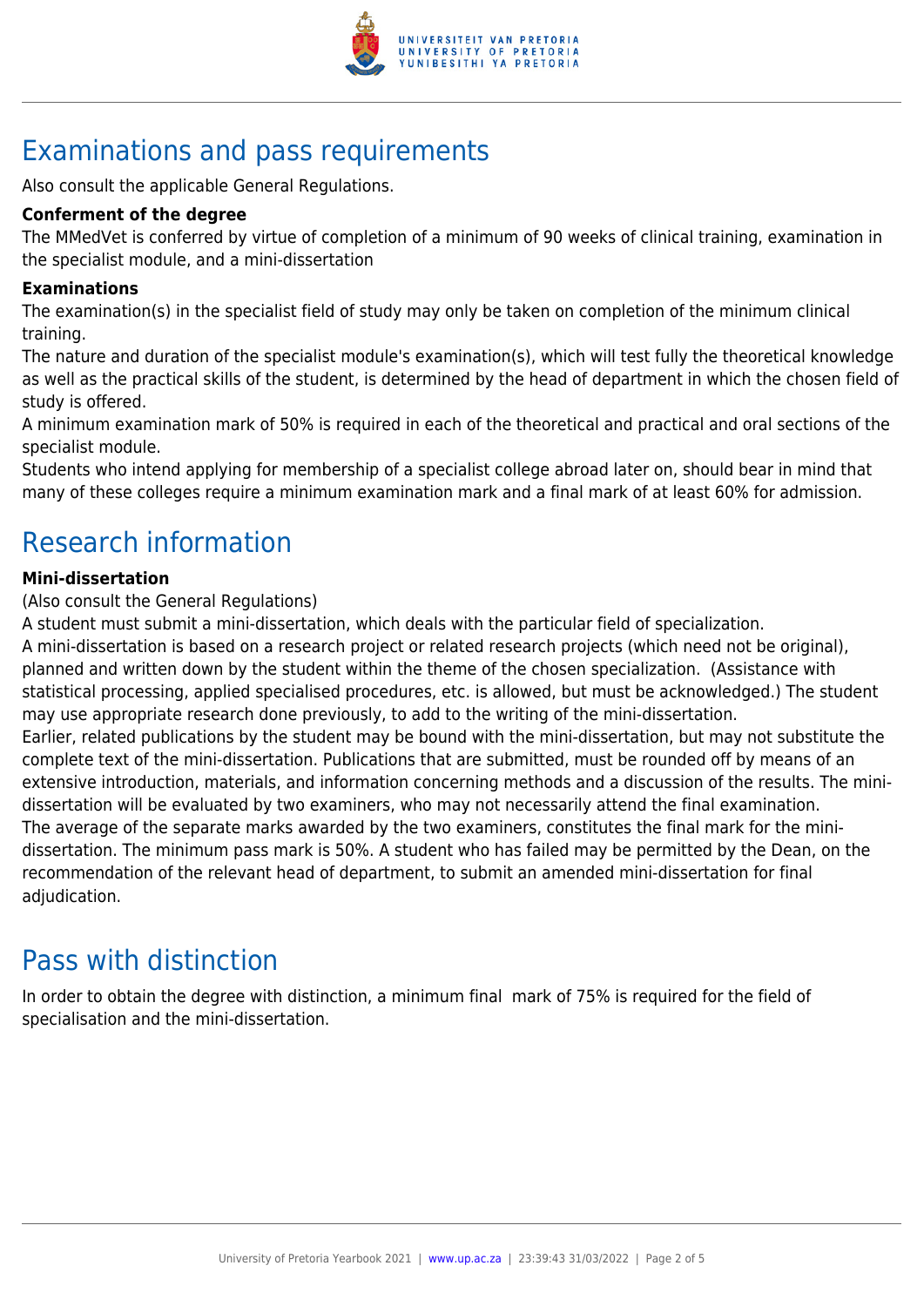## Examinations and pass requirements

Also consult the applicable General Regulations.

**Conferment of the degree**

The MMedVet is conferred by virtue of completion of a minimum of 90 weeks of clinical training, examination in the specialist module, and a mini-dissertation

**Examinations**

The examination(s) in the specialist field of study may only be taken on completion of the minimum clinical training.

The nature and duration of the specialist module's examination(s), which will test fully the theoretical knowledge as well as the practical skills of the student, is determined by the head of department in which the chosen field of study is offered.

A minimum examination mark of 50% is required in each of the theoretical and practical and oral sections of the specialist module.

Students who intend applying for membership of a specialist college abroad later on, should bear in mind that many of these colleges require a minimum examination mark and a final mark of at least 60% for admission.

## Research information

**Mini-dissertation**

(Also consult the General Regulations)

A student must submit a mini-dissertation, which deals with the particular field of specialization.

A mini-dissertation is based on a research project or related research projects (which need not be original), planned and written down by the student within the theme of the chosen specialization. (Assistance with statistical processing, applied specialised procedures, etc. is allowed, but must be acknowledged.) The student may use appropriate research done previously, to add to the writing of the mini-dissertation.

Earlier, related publications by the student may be bound with the mini-dissertation, but may not substitute the complete text of the mini-dissertation. Publications that are submitted, must be rounded off by means of an extensive introduction, materials, and information concerning methods and a discussion of the results. The mini-dissertation will be evaluated by two examiners, who may not necessarily attend the final examination.

The average of the separate marks awarded by the two examiners, constitutes the final mark for the mini-dissertation. The minimum pass mark is 50%. A student who has failed may be permitted by the Dean, on the recommendation of the relevant head of department, to submit an amended mini-dissertation for final adjudication.

## Pass with distinction

In order to obtain the degree with distinction, a minimum final mark of 75% is required for the field of specialisation and the mini-dissertation.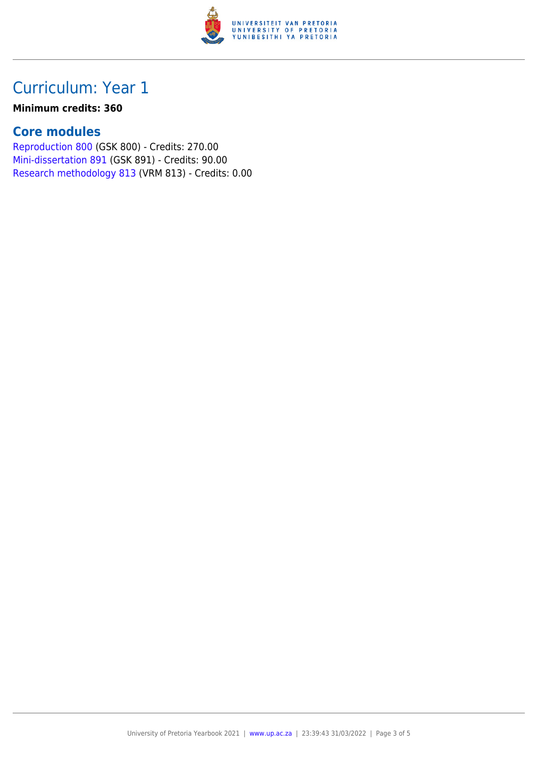## Curriculum: Year 1

**Minimum credits: 360**

### Core modules

Reproduction 800 (GSK 800) - Credits: 270.00
Mini-dissertation 891 (GSK 891) - Credits: 90.00
Research methodology 813 (VRM 813) - Credits: 0.00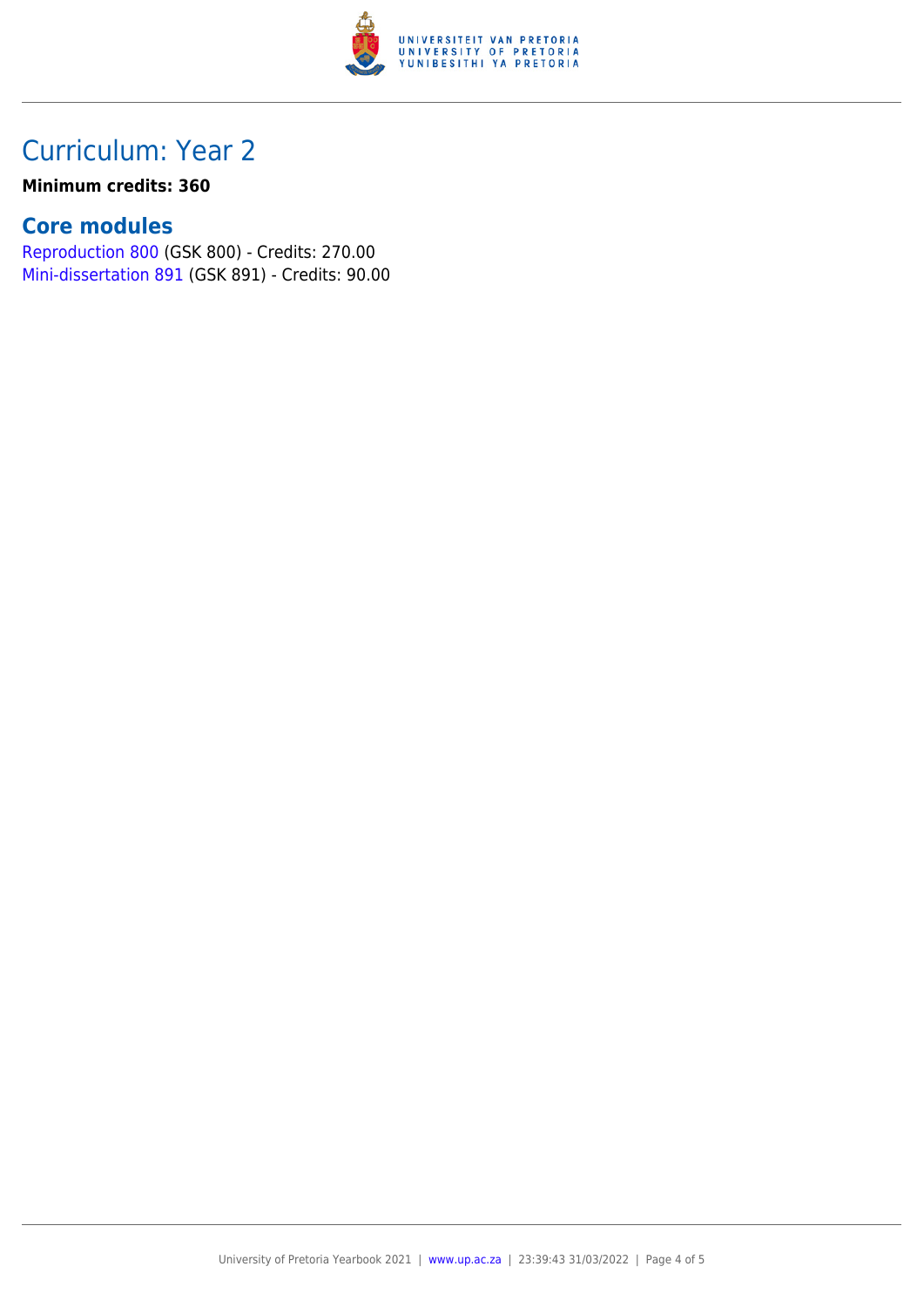## Curriculum: Year 2

**Minimum credits: 360**

### Core modules

Reproduction 800 (GSK 800) - Credits: 270.00
Mini-dissertation 891 (GSK 891) - Credits: 90.00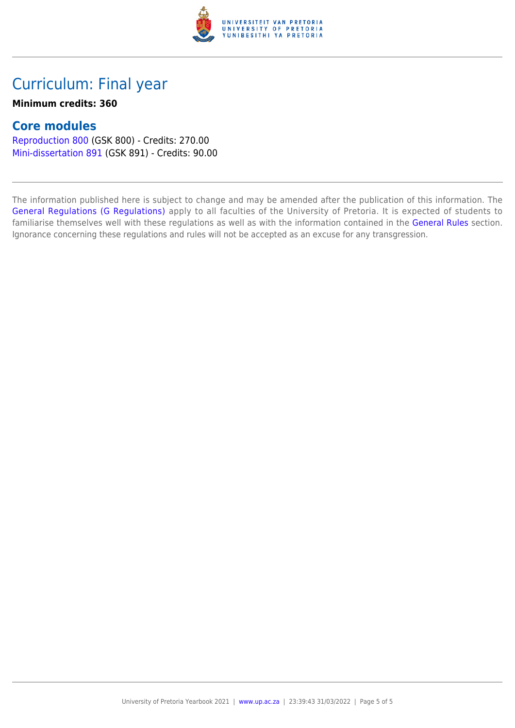# Curriculum: Final year

**Minimum credits: 360**

## Core modules

Reproduction 800 (GSK 800) - Credits: 270.00
Mini-dissertation 891 (GSK 891) - Credits: 90.00

The information published here is subject to change and may be amended after the publication of this information. The General Regulations (G Regulations) apply to all faculties of the University of Pretoria. It is expected of students to familiarise themselves well with these regulations as well as with the information contained in the General Rules section. Ignorance concerning these regulations and rules will not be accepted as an excuse for any transgression.